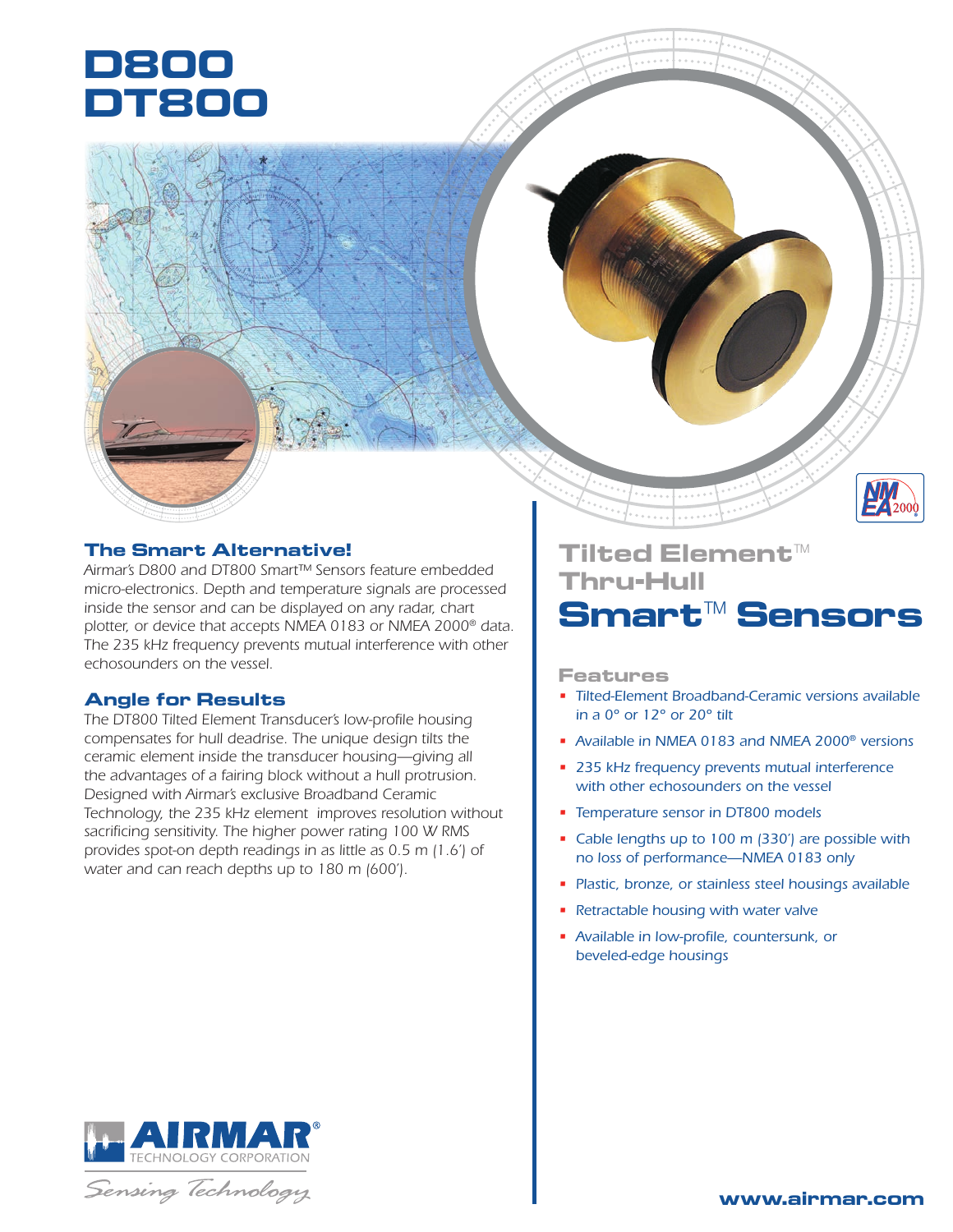# D800
# DT800

## The Smart Alternative!

*Airmar's D800 and DT800 Smart™ Sensors feature embedded micro-electronics. Depth and temperature signals are processed inside the sensor and can be displayed on any radar, chart plotter, or device that accepts NMEA 0183 or NMEA 2000® data. The 235 kHz frequency prevents mutual interference with other echosounders on the vessel.*

## Angle for Results

*The DT800 Tilted Element Transducer's low-profile housing compensates for hull deadrise. The unique design tilts the ceramic element inside the transducer housing—giving all the advantages of a fairing block without a hull protrusion. Designed with Airmar's exclusive Broadband Ceramic Technology, the 235 kHz element improves resolution without sacrificing sensitivity. The higher power rating 100 W RMS provides spot-on depth readings in as little as 0.5 m (1.6') of water and can reach depths up to 180 m (600').*

## Tilted Element™ Thru-Hull Smart™ Sensors

### Features

- *Tilted-Element Broadband-Ceramic versions available in a 0° or 12° or 20° tilt*
- *Available in NMEA 0183 and NMEA 2000® versions*
- *235 kHz frequency prevents mutual interference with other echosounders on the vessel*
- *Temperature sensor in DT800 models*
- *Cable lengths up to 100 m (330') are possible with no loss of performance—NMEA 0183 only*
- *Plastic, bronze, or stainless steel housings available*
- *Retractable housing with water valve*
- *Available in low-profile, countersunk, or beveled-edge housings*

AIRMAR® TECHNOLOGY CORPORATION

*Sensing Technology*

www.airmar.com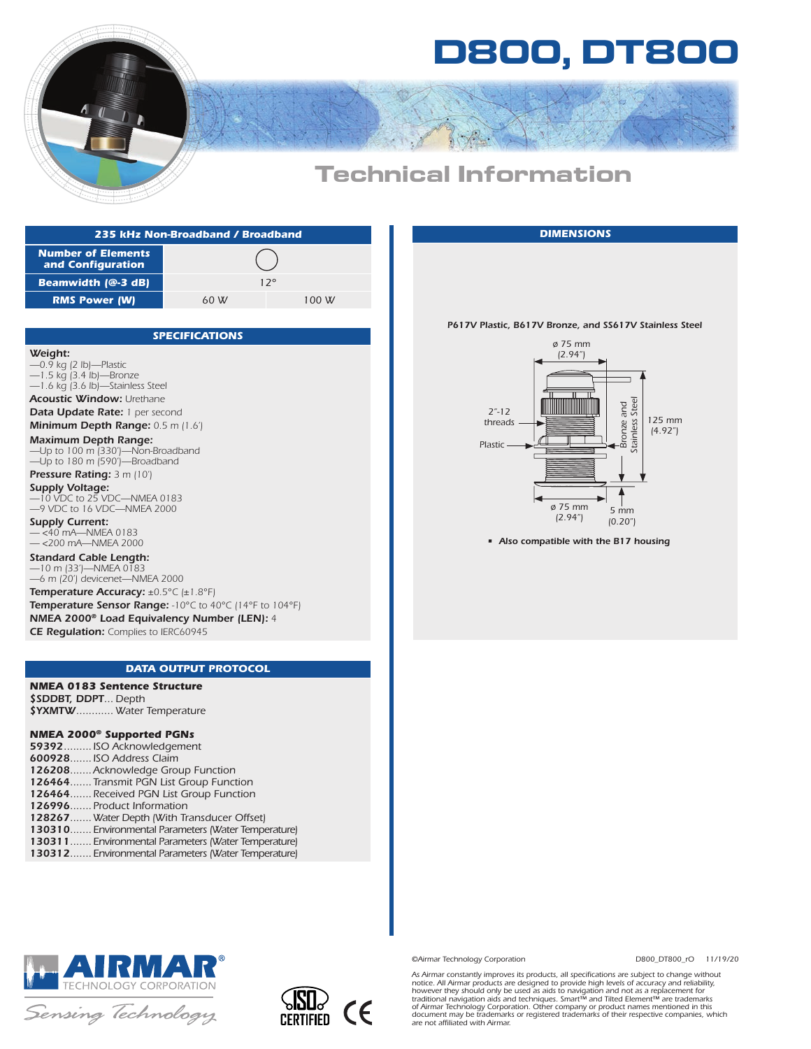# D800, DT800

## Technical Information

| 235 kHz Non-Broadband / Broadband | | |
|---|---|---|
| Number of Elements and Configuration | ○ | |
| Beamwidth (@-3 dB) | 12° | |
| RMS Power (W) | 60 W | 100 W |

### SPECIFICATIONS

**Weight:**
—0.9 kg (2 lb)—Plastic
—1.5 kg (3.4 lb)—Bronze
—1.6 kg (3.6 lb)—Stainless Steel

**Acoustic Window:** Urethane

**Data Update Rate:** 1 per second

**Minimum Depth Range:** 0.5 m (1.6')

**Maximum Depth Range:**
—Up to 100 m (330')—Non-Broadband
—Up to 180 m (590')—Broadband

**Pressure Rating:** 3 m (10')

**Supply Voltage:**
—10 VDC to 25 VDC—NMEA 0183
—9 VDC to 16 VDC—NMEA 2000

**Supply Current:**
— <40 mA—NMEA 0183
— <200 mA—NMEA 2000

**Standard Cable Length:**
—10 m (33')—NMEA 0183
—6 m (20') devicenet—NMEA 2000

**Temperature Accuracy:** ±0.5°C (±1.8°F)

**Temperature Sensor Range:** -10°C to 40°C (14°F to 104°F)

**NMEA 2000® Load Equivalency Number (LEN):** 4

**CE Regulation:** Complies to IERC60945

### DATA OUTPUT PROTOCOL

**NMEA 0183 Sentence Structure**
**$SDDBT, DDPT**... Depth
**$YXMTW**............ Water Temperature

**NMEA 2000® Supported PGNs**
**59392**......... ISO Acknowledgement
**600928**....... ISO Address Claim
**126208**....... Acknowledge Group Function
**126464**....... Transmit PGN List Group Function
**126464**....... Received PGN List Group Function
**126996**....... Product Information
**128267**....... Water Depth (With Transducer Offset)
**130310**....... Environmental Parameters (Water Temperature)
**130311**....... Environmental Parameters (Water Temperature)
**130312**....... Environmental Parameters (Water Temperature)

### DIMENSIONS

**P617V Plastic, B617V Bronze, and SS617V Stainless Steel**

ø 75 mm
(2.94")
2"-12
threads
Plastic
Bronze and
Stainless Steel
125 mm
(4.92")
ø 75 mm
(2.94")
5 mm
(0.20")

- *Also compatible with the B17 housing*

AIRMAR® TECHNOLOGY CORPORATION
Sensing Technology

ISO CERTIFIED CE

©Airmar Technology Corporation D800_DT800_rO 11/19/20

As Airmar constantly improves its products, all specifications are subject to change without notice. All Airmar products are designed to provide high levels of accuracy and reliability, however they should only be used as aids to navigation and not as a replacement for traditional navigation aids and techniques. Smart™ and Tilted Element™ are trademarks of Airmar Technology Corporation. Other company or product names mentioned in this document may be trademarks or registered trademarks of their respective companies, which are not affiliated with Airmar.